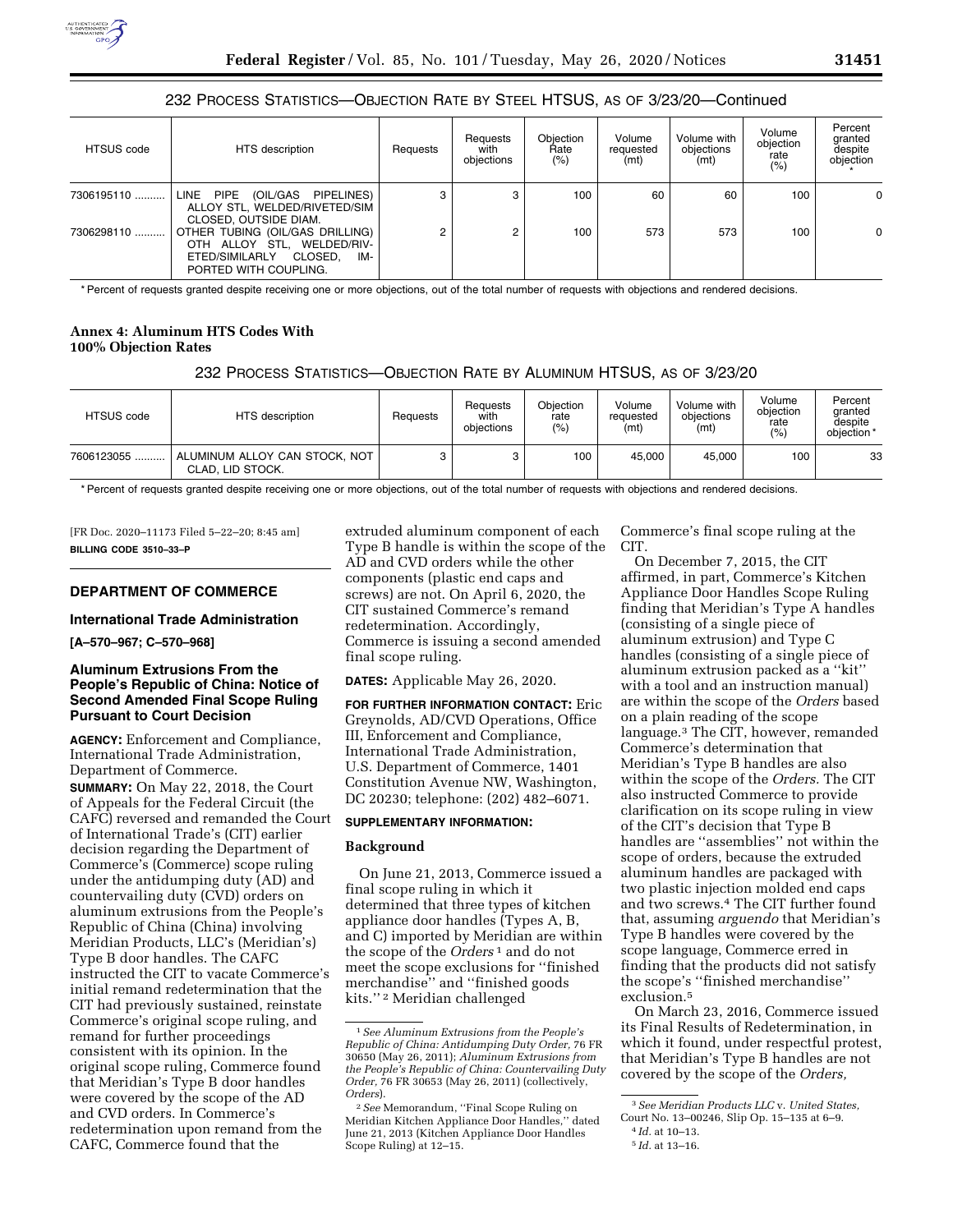232 PROCESS STATISTICS—OBJECTION RATE BY STEEL HTSUS, AS OF 3/23/20—Continued

| HTSUS code | HTS description | Requests | Requests with objections | Objection Rate (%) | Volume requested (mt) | Volume with objections (mt) | Volume objection rate (%) | Percent granted despite objection * |
|---|---|---|---|---|---|---|---|---|
| 7306195110 .......... | LINE PIPE (OIL/GAS PIPELINES) ALLOY STL, WELDED/RIVETED/SIM CLOSED, OUTSIDE DIAM. | 3 | 3 | 100 | 60 | 60 | 100 | 0 |
| 7306298110 .......... | OTHER TUBING (OIL/GAS DRILLING) OTH ALLOY STL, WELDED/RIVETED/SIMILARLY CLOSED, IMPORTED WITH COUPLING. | 2 | 2 | 100 | 573 | 573 | 100 | 0 |

\* Percent of requests granted despite receiving one or more objections, out of the total number of requests with objections and rendered decisions.

**Annex 4: Aluminum HTS Codes With 100% Objection Rates**

232 PROCESS STATISTICS—OBJECTION RATE BY ALUMINUM HTSUS, AS OF 3/23/20

| HTSUS code | HTS description | Requests | Requests with objections | Objection rate (%) | Volume requested (mt) | Volume with objections (mt) | Volume objection rate (%) | Percent granted despite objection * |
|---|---|---|---|---|---|---|---|---|
| 7606123055 .......... | ALUMINUM ALLOY CAN STOCK, NOT CLAD, LID STOCK. | 3 | 3 | 100 | 45,000 | 45,000 | 100 | 33 |

\* Percent of requests granted despite receiving one or more objections, out of the total number of requests with objections and rendered decisions.

[FR Doc. 2020–11173 Filed 5–22–20; 8:45 am]

**BILLING CODE 3510–33–P**

## DEPARTMENT OF COMMERCE

### International Trade Administration

**[A–570–967; C–570–968]**

### Aluminum Extrusions From the People's Republic of China: Notice of Second Amended Final Scope Ruling Pursuant to Court Decision

**AGENCY:** Enforcement and Compliance, International Trade Administration, Department of Commerce.

**SUMMARY:** On May 22, 2018, the Court of Appeals for the Federal Circuit (the CAFC) reversed and remanded the Court of International Trade's (CIT) earlier decision regarding the Department of Commerce's (Commerce) scope ruling under the antidumping duty (AD) and countervailing duty (CVD) orders on aluminum extrusions from the People's Republic of China (China) involving Meridian Products, LLC's (Meridian's) Type B door handles. The CAFC instructed the CIT to vacate Commerce's initial remand redetermination that the CIT had previously sustained, reinstate Commerce's original scope ruling, and remand for further proceedings consistent with its opinion. In the original scope ruling, Commerce found that Meridian's Type B door handles were covered by the scope of the AD and CVD orders. In Commerce's redetermination upon remand from the CAFC, Commerce found that the extruded aluminum component of each Type B handle is within the scope of the AD and CVD orders while the other components (plastic end caps and screws) are not. On April 6, 2020, the CIT sustained Commerce's remand redetermination. Accordingly, Commerce is issuing a second amended final scope ruling.

**DATES:** Applicable May 26, 2020.

**FOR FURTHER INFORMATION CONTACT:** Eric Greynolds, AD/CVD Operations, Office III, Enforcement and Compliance, International Trade Administration, U.S. Department of Commerce, 1401 Constitution Avenue NW, Washington, DC 20230; telephone: (202) 482–6071.

**SUPPLEMENTARY INFORMATION:**

**Background**

On June 21, 2013, Commerce issued a final scope ruling in which it determined that three types of kitchen appliance door handles (Types A, B, and C) imported by Meridian are within the scope of the *Orders* [1] and do not meet the scope exclusions for ''finished merchandise'' and ''finished goods kits.'' [2] Meridian challenged Commerce's final scope ruling at the CIT.

On December 7, 2015, the CIT affirmed, in part, Commerce's Kitchen Appliance Door Handles Scope Ruling finding that Meridian's Type A handles (consisting of a single piece of aluminum extrusion) and Type C handles (consisting of a single piece of aluminum extrusion packed as a ''kit'' with a tool and an instruction manual) are within the scope of the *Orders* based on a plain reading of the scope language.[3] The CIT, however, remanded Commerce's determination that Meridian's Type B handles are also within the scope of the *Orders.* The CIT also instructed Commerce to provide clarification on its scope ruling in view of the CIT's decision that Type B handles are ''assemblies'' not within the scope of orders, because the extruded aluminum handles are packaged with two plastic injection molded end caps and two screws.[4] The CIT further found that, assuming *arguendo* that Meridian's Type B handles were covered by the scope language, Commerce erred in finding that the products did not satisfy the scope's ''finished merchandise'' exclusion.[5]

On March 23, 2016, Commerce issued its Final Results of Redetermination, in which it found, under respectful protest, that Meridian's Type B handles are not covered by the scope of the *Orders,*

[1] *See Aluminum Extrusions from the People's Republic of China: Antidumping Duty Order,* 76 FR 30650 (May 26, 2011); *Aluminum Extrusions from the People's Republic of China: Countervailing Duty Order,* 76 FR 30653 (May 26, 2011) (collectively, *Orders*).

[2] *See* Memorandum, ''Final Scope Ruling on Meridian Kitchen Appliance Door Handles,'' dated June 21, 2013 (Kitchen Appliance Door Handles Scope Ruling) at 12–15.

[3] *See Meridian Products LLC* v. *United States,* Court No. 13–00246, Slip Op. 15–135 at 6–9.

[4] *Id.* at 10–13.

[5] *Id.* at 13–16.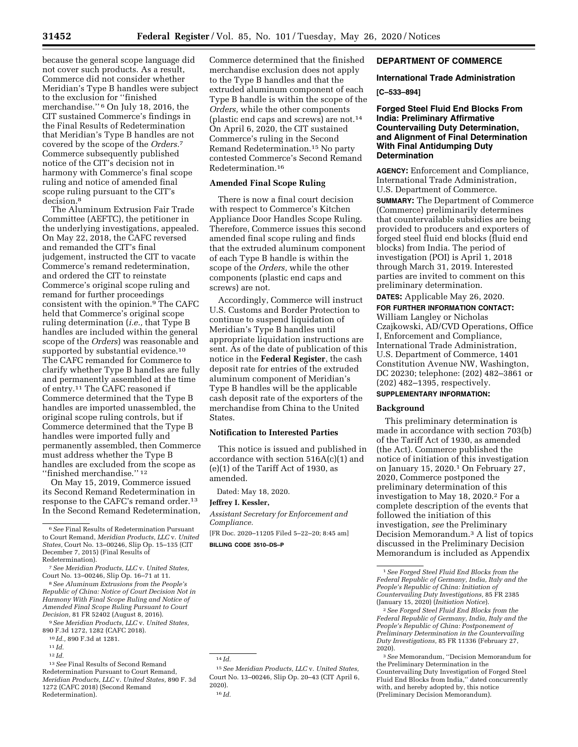because the general scope language did not cover such products. As a result, Commerce did not consider whether Meridian's Type B handles were subject to the exclusion for ''finished merchandise.'' [6] On July 18, 2016, the CIT sustained Commerce's findings in the Final Results of Redetermination that Meridian's Type B handles are not covered by the scope of the *Orders.*[7] Commerce subsequently published notice of the CIT's decision not in harmony with Commerce's final scope ruling and notice of amended final scope ruling pursuant to the CIT's decision.[8]

The Aluminum Extrusion Fair Trade Committee (AEFTC), the petitioner in the underlying investigations, appealed. On May 22, 2018, the CAFC reversed and remanded the CIT's final judgement, instructed the CIT to vacate Commerce's remand redetermination, and ordered the CIT to reinstate Commerce's original scope ruling and remand for further proceedings consistent with the opinion.[9] The CAFC held that Commerce's original scope ruling determination (*i.e.,* that Type B handles are included within the general scope of the *Orders*) was reasonable and supported by substantial evidence.[10] The CAFC remanded for Commerce to clarify whether Type B handles are fully and permanently assembled at the time of entry.[11] The CAFC reasoned if Commerce determined that the Type B handles are imported unassembled, the original scope ruling controls, but if Commerce determined that the Type B handles were imported fully and permanently assembled, then Commerce must address whether the Type B handles are excluded from the scope as ''finished merchandise.'' [12]

On May 15, 2019, Commerce issued its Second Remand Redetermination in response to the CAFC's remand order.[13] In the Second Remand Redetermination, Commerce determined that the finished merchandise exclusion does not apply to the Type B handles and that the extruded aluminum component of each Type B handle is within the scope of the *Orders,* while the other components (plastic end caps and screws) are not.[14] On April 6, 2020, the CIT sustained Commerce's ruling in the Second Remand Redetermination.[15] No party contested Commerce's Second Remand Redetermination.[16]

## Amended Final Scope Ruling

There is now a final court decision with respect to Commerce's Kitchen Appliance Door Handles Scope Ruling. Therefore, Commerce issues this second amended final scope ruling and finds that the extruded aluminum component of each Type B handle is within the scope of the *Orders,* while the other components (plastic end caps and screws) are not.

Accordingly, Commerce will instruct U.S. Customs and Border Protection to continue to suspend liquidation of Meridian's Type B handles until appropriate liquidation instructions are sent. As of the date of publication of this notice in the **Federal Register**, the cash deposit rate for entries of the extruded aluminum component of Meridian's Type B handles will be the applicable cash deposit rate of the exporters of the merchandise from China to the United States.

## Notification to Interested Parties

This notice is issued and published in accordance with section 516A(c)(1) and (e)(1) of the Tariff Act of 1930, as amended.

Dated: May 18, 2020.

**Jeffrey I. Kessler,**

*Assistant Secretary for Enforcement and Compliance.*

[FR Doc. 2020–11205 Filed 5–22–20; 8:45 am]

**BILLING CODE 3510–DS–P**

[6] *See* Final Results of Redetermination Pursuant to Court Remand, *Meridian Products, LLC* v. *United States,* Court No. 13–00246, Slip Op. 15–135 (CIT December 7, 2015) (Final Results of Redetermination).

[7] *See Meridian Products, LLC* v. *United States,* Court No. 13–00246, Slip Op. 16–71 at 11.

[8] *See Aluminum Extrusions from the People's Republic of China: Notice of Court Decision Not in Harmony With Final Scope Ruling and Notice of Amended Final Scope Ruling Pursuant to Court Decision,* 81 FR 52402 (August 8, 2016).

[9] *See Meridian Products, LLC* v. *United States,* 890 F.3d 1272, 1282 (CAFC 2018).

[10] *Id.,* 890 F.3d at 1281.

[11] *Id.*

[12] *Id.*

[13] *See* Final Results of Second Remand Redetermination Pursuant to Court Remand, *Meridian Products, LLC* v. *United States,* 890 F. 3d 1272 (CAFC 2018) (Second Remand Redetermination).

[14] *Id.*

[15] *See Meridian Products, LLC* v. *United States,* Court No. 13–00246, Slip Op. 20–43 (CIT April 6, 2020).

[16] *Id.*

## DEPARTMENT OF COMMERCE

### International Trade Administration

**[C–533–894]**

### Forged Steel Fluid End Blocks From India: Preliminary Affirmative Countervailing Duty Determination, and Alignment of Final Determination With Final Antidumping Duty Determination

**AGENCY:** Enforcement and Compliance, International Trade Administration, U.S. Department of Commerce.

**SUMMARY:** The Department of Commerce (Commerce) preliminarily determines that countervailable subsidies are being provided to producers and exporters of forged steel fluid end blocks (fluid end blocks) from India. The period of investigation (POI) is April 1, 2018 through March 31, 2019. Interested parties are invited to comment on this preliminary determination.

**DATES:** Applicable May 26, 2020.

**FOR FURTHER INFORMATION CONTACT:** William Langley or Nicholas Czajkowski, AD/CVD Operations, Office I, Enforcement and Compliance, International Trade Administration, U.S. Department of Commerce, 1401 Constitution Avenue NW, Washington, DC 20230; telephone: (202) 482–3861 or (202) 482–1395, respectively.

**SUPPLEMENTARY INFORMATION:**

## Background

This preliminary determination is made in accordance with section 703(b) of the Tariff Act of 1930, as amended (the Act). Commerce published the notice of initiation of this investigation on January 15, 2020.[1] On February 27, 2020, Commerce postponed the preliminary determination of this investigation to May 18, 2020.[2] For a complete description of the events that followed the initiation of this investigation, *see* the Preliminary Decision Memorandum.[3] A list of topics discussed in the Preliminary Decision Memorandum is included as Appendix

[1] *See Forged Steel Fluid End Blocks from the Federal Republic of Germany, India, Italy and the People's Republic of China: Initiation of Countervailing Duty Investigations,* 85 FR 2385 (January 15, 2020) (*Initiation Notice*).

[2] *See Forged Steel Fluid End Blocks from the Federal Republic of Germany, India, Italy and the People's Republic of China: Postponement of Preliminary Determination in the Countervailing Duty Investigations,* 85 FR 11336 (February 27, 2020).

[3] *See* Memorandum, ''Decision Memorandum for the Preliminary Determination in the Countervailing Duty Investigation of Forged Steel Fluid End Blocks from India,'' dated concurrently with, and hereby adopted by, this notice (Preliminary Decision Memorandum).